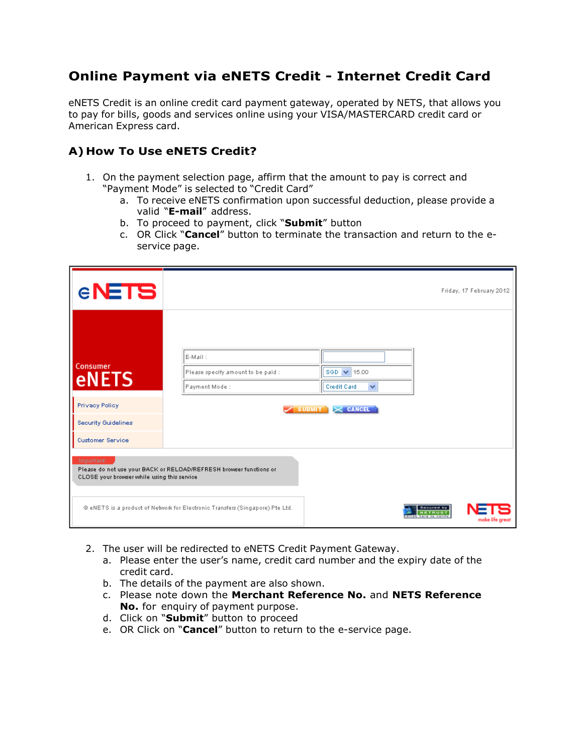# Online Payment via eNETS Credit - Internet Credit Card

eNETS Credit is an online credit card payment gateway, operated by NETS, that allows you to pay for bills, goods and services online using your VISA/MASTERCARD credit card or American Express card.

## A) How To Use eNETS Credit?

1. On the payment selection page, affirm that the amount to pay is correct and "Payment Mode" is selected to "Credit Card"
   a. To receive eNETS confirmation upon successful deduction, please provide a valid "**E-mail**" address.
   b. To proceed to payment, click "**Submit**" button
   c. OR Click "**Cancel**" button to terminate the transaction and return to the e-service page.

2. The user will be redirected to eNETS Credit Payment Gateway.
   a. Please enter the user's name, credit card number and the expiry date of the credit card.
   b. The details of the payment are also shown.
   c. Please note down the **Merchant Reference No.** and **NETS Reference No.** for enquiry of payment purpose.
   d. Click on "**Submit**" button to proceed
   e. OR Click on "**Cancel**" button to return to the e-service page.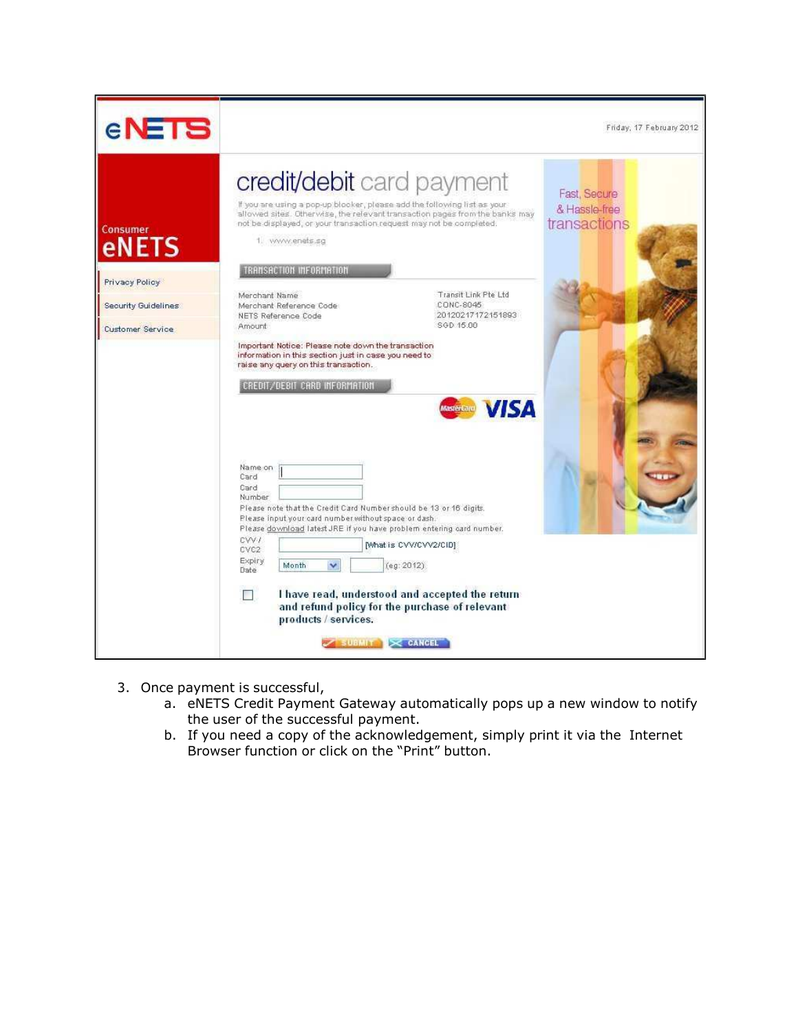eNETS

Friday, 17 February 2012

Consumer eNETS

- Privacy Policy
- Security Guidelines
- Customer Service

# credit/debit card payment

If you are using a pop-up blocker, please add the following list as your allowed sites. Otherwise, the relevant transaction pages from the banks may not be displayed, or your transaction request may not be completed.

1. www.enets.sg

Fast, Secure & Hassle-free transactions

**TRANSACTION INFORMATION**

| | |
|---|---|
| Merchant Name | Transit Link Pte Ltd |
| Merchant Reference Code | CONC-8045 |
| NETS Reference Code | 20120217172151893 |
| Amount | SGD 15.00 |

Important Notice: Please note down the transaction information in this section just in case you need to raise any query on this transaction.

**CREDIT/DEBIT CARD INFORMATION**

MasterCard VISA

Name on Card

Card Number

Please note that the Credit Card Number should be 13 or 16 digits.
Please input your card number without space or dash.
Please download latest JRE if you have problem entering card number.

CVV / CVC2 [What is CVV/CVV2/CID]

Expiry Date Month (eg: 2012)

☐ **I have read, understood and accepted the return and refund policy for the purchase of relevant products / services.**

SUBMIT CANCEL

3. Once payment is successful,
   a. eNETS Credit Payment Gateway automatically pops up a new window to notify the user of the successful payment.
   b. If you need a copy of the acknowledgement, simply print it via the Internet Browser function or click on the "Print" button.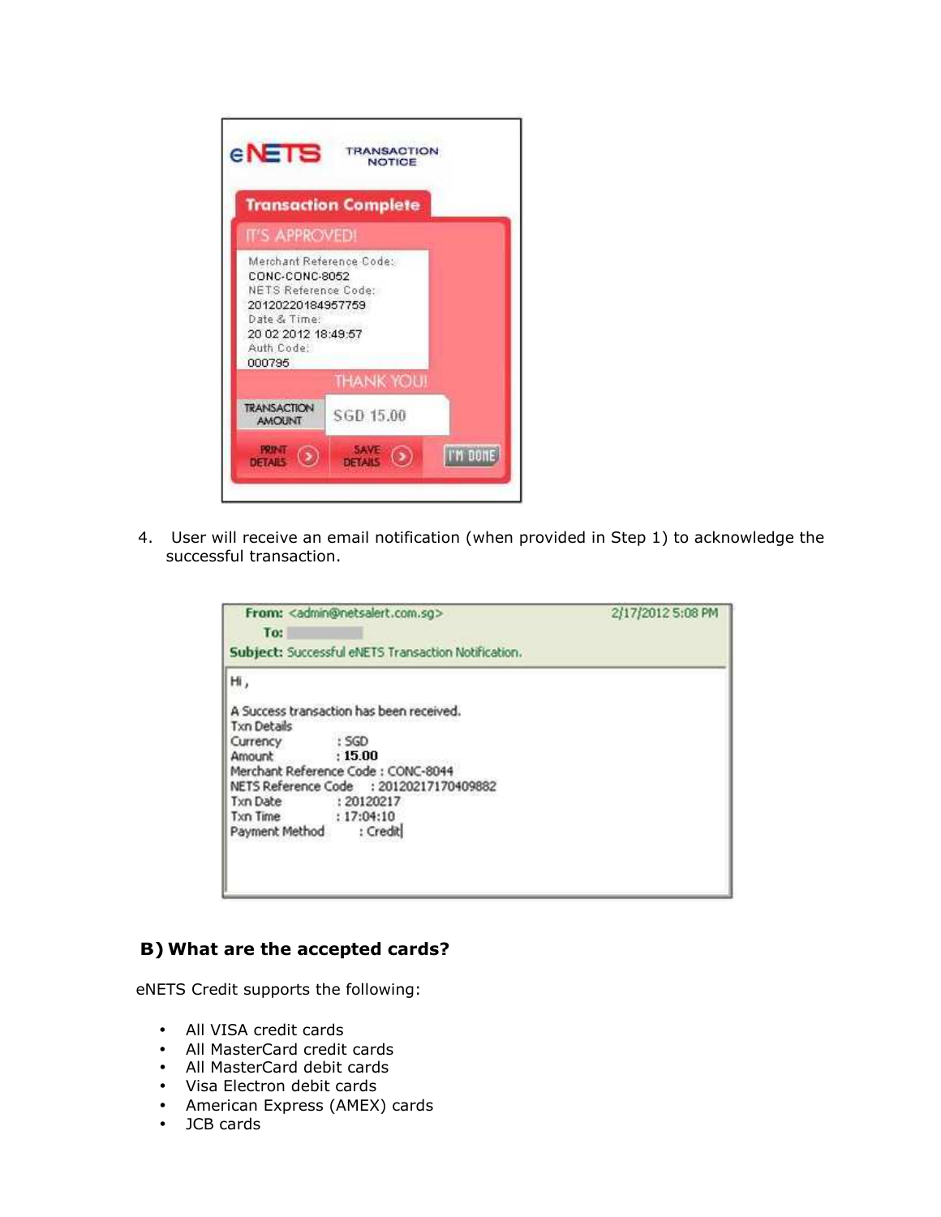eNETS TRANSACTION NOTICE

Transaction Complete

IT'S APPROVED!

Merchant Reference Code:
CONC-CONC-8052
NETS Reference Code:
20120220184957759
Date & Time:
20 02 2012 18:49:57
Auth Code:
000795

THANK YOU!

TRANSACTION AMOUNT SGD 15.00

PRINT DETAILS | SAVE DETAILS | I'M DONE

4. User will receive an email notification (when provided in Step 1) to acknowledge the successful transaction.

**From:** <admin@netsalert.com.sg> 2/17/2012 5:08 PM
**To:**
**Subject:** Successful eNETS Transaction Notification.

Hi ,

A Success transaction has been received.
Txn Details
Currency : SGD
Amount : **15.00**
Merchant Reference Code : CONC-8044
NETS Reference Code : 20120217170409882
Txn Date : 20120217
Txn Time : 17:04:10
Payment Method : Credit

## B) What are the accepted cards?

eNETS Credit supports the following:

- All VISA credit cards
- All MasterCard credit cards
- All MasterCard debit cards
- Visa Electron debit cards
- American Express (AMEX) cards
- JCB cards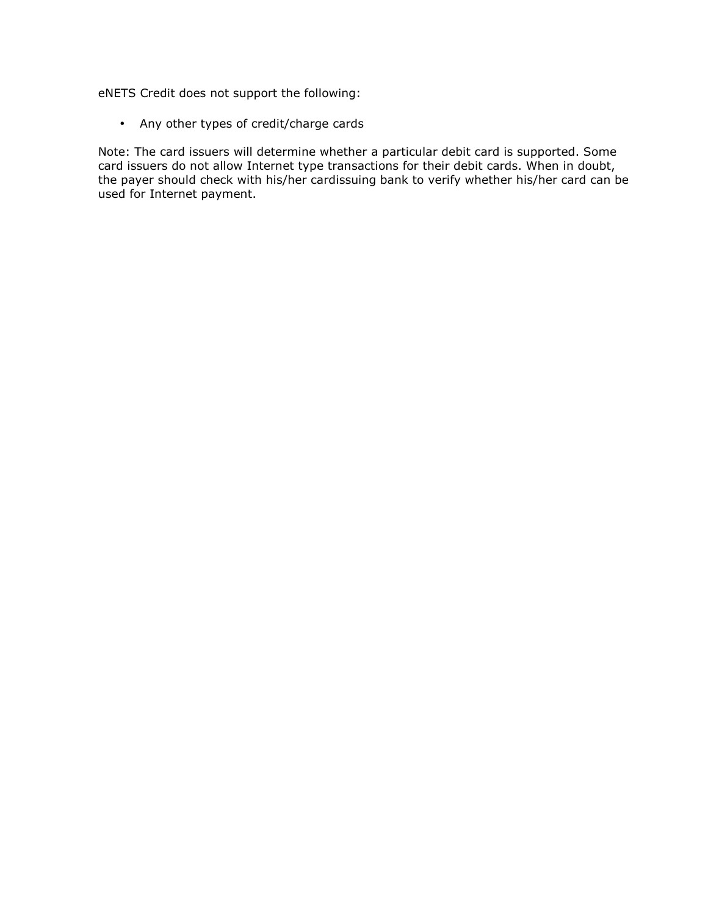eNETS Credit does not support the following:

- Any other types of credit/charge cards

Note: The card issuers will determine whether a particular debit card is supported. Some card issuers do not allow Internet type transactions for their debit cards. When in doubt, the payer should check with his/her cardissuing bank to verify whether his/her card can be used for Internet payment.